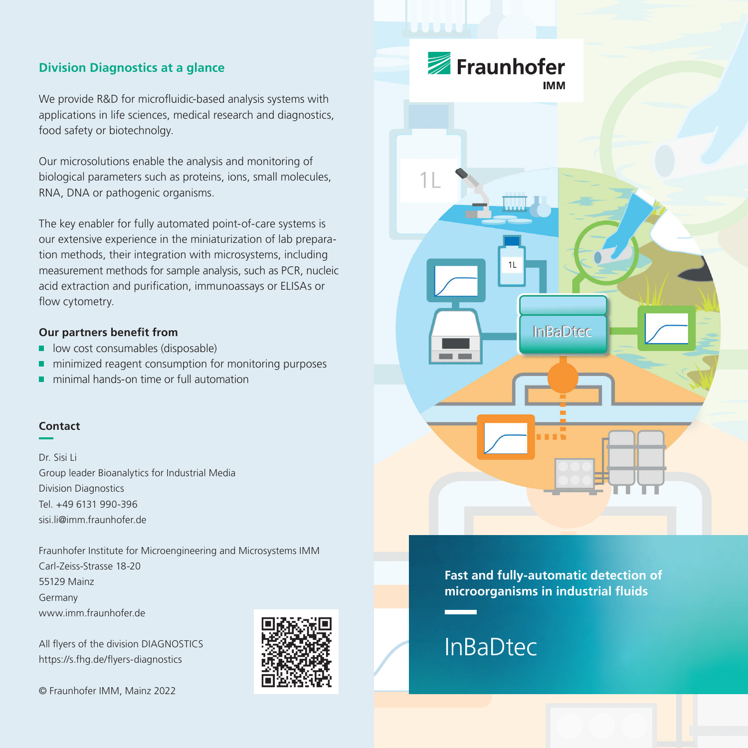## Division Diagnostics at a glance

We provide R&D for microfluidic-based analysis systems with applications in life sciences, medical research and diagnostics, food safety or biotechnolgy.

Our microsolutions enable the analysis and monitoring of biological parameters such as proteins, ions, small molecules, RNA, DNA or pathogenic organisms.

The key enabler for fully automated point-of-care systems is our extensive experience in the miniaturization of lab preparation methods, their integration with microsystems, including measurement methods for sample analysis, such as PCR, nucleic acid extraction and purification, immunoassays or ELISAs or flow cytometry.

**Our partners benefit from**

- low cost consumables (disposable)
- minimized reagent consumption for monitoring purposes
- minimal hands-on time or full automation

### Contact

Dr. Sisi Li
Group leader Bioanalytics for Industrial Media
Division Diagnostics
Tel. +49 6131 990-396
sisi.li@imm.fraunhofer.de

Fraunhofer Institute for Microengineering and Microsystems IMM
Carl-Zeiss-Strasse 18-20
55129 Mainz
Germany
www.imm.fraunhofer.de

All flyers of the division DIAGNOSTICS
https://s.fhg.de/flyers-diagnostics

© Fraunhofer IMM, Mainz 2022

Fraunhofer IMM

**Fast and fully-automatic detection of microorganisms in industrial fluids**

# InBaDtec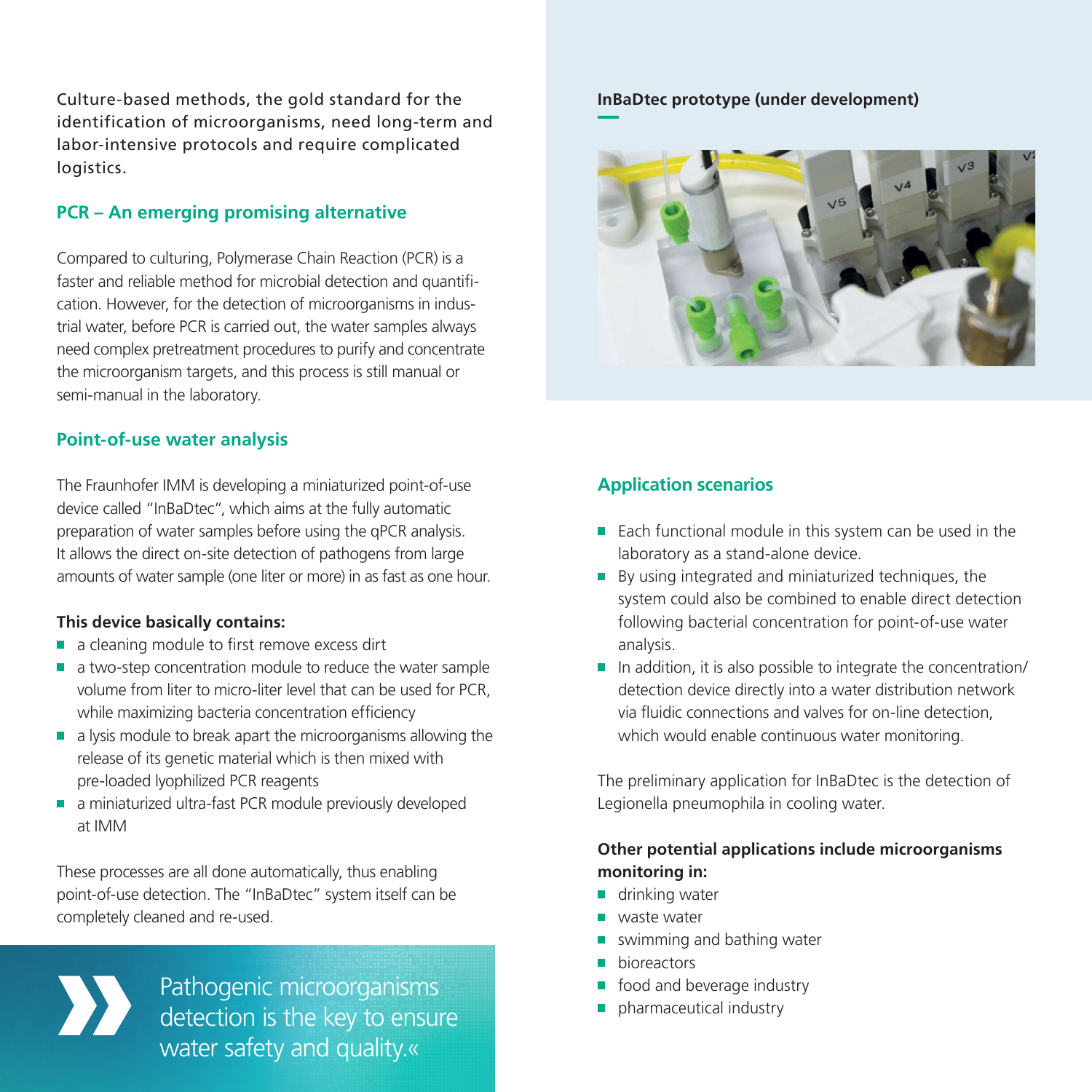Culture-based methods, the gold standard for the identification of microorganisms, need long-term and labor-intensive protocols and require complicated logistics.

## PCR – An emerging promising alternative

Compared to culturing, Polymerase Chain Reaction (PCR) is a faster and reliable method for microbial detection and quantification. However, for the detection of microorganisms in industrial water, before PCR is carried out, the water samples always need complex pretreatment procedures to purify and concentrate the microorganism targets, and this process is still manual or semi-manual in the laboratory.

## Point-of-use water analysis

The Fraunhofer IMM is developing a miniaturized point-of-use device called "InBaDtec", which aims at the fully automatic preparation of water samples before using the qPCR analysis. It allows the direct on-site detection of pathogens from large amounts of water sample (one liter or more) in as fast as one hour.

**This device basically contains:**

- a cleaning module to first remove excess dirt
- a two-step concentration module to reduce the water sample volume from liter to micro-liter level that can be used for PCR, while maximizing bacteria concentration efficiency
- a lysis module to break apart the microorganisms allowing the release of its genetic material which is then mixed with pre-loaded lyophilized PCR reagents
- a miniaturized ultra-fast PCR module previously developed at IMM

These processes are all done automatically, thus enabling point-of-use detection. The "InBaDtec" system itself can be completely cleaned and re-used.

» Pathogenic microorganisms detection is the key to ensure water safety and quality.«

**InBaDtec prototype (under development)**

## Application scenarios

- Each functional module in this system can be used in the laboratory as a stand-alone device.
- By using integrated and miniaturized techniques, the system could also be combined to enable direct detection following bacterial concentration for point-of-use water analysis.
- In addition, it is also possible to integrate the concentration/detection device directly into a water distribution network via fluidic connections and valves for on-line detection, which would enable continuous water monitoring.

The preliminary application for InBaDtec is the detection of Legionella pneumophila in cooling water.

**Other potential applications include microorganisms monitoring in:**

- drinking water
- waste water
- swimming and bathing water
- bioreactors
- food and beverage industry
- pharmaceutical industry